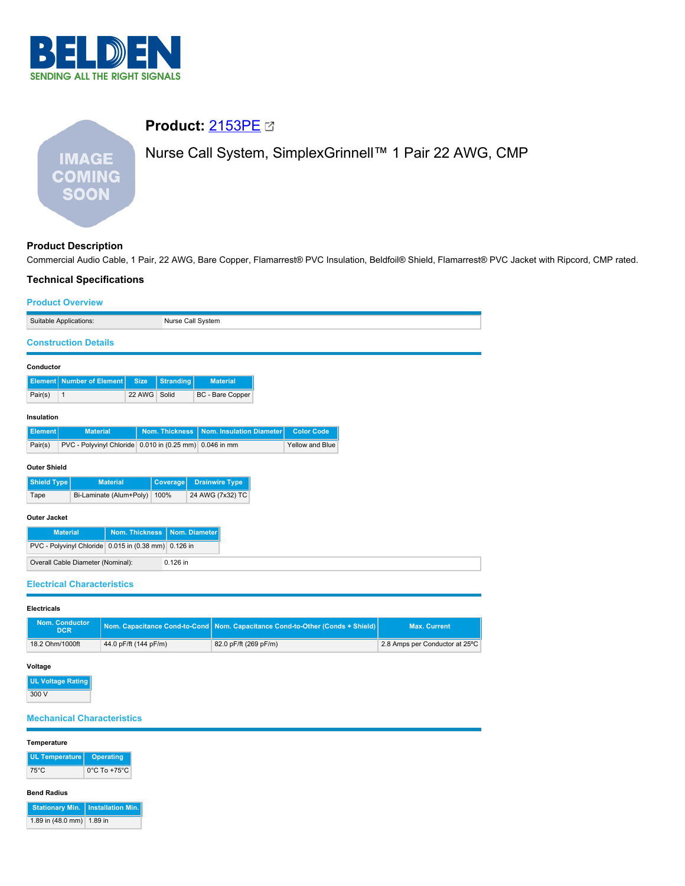# Product: 2153PE

## Nurse Call System, SimplexGrinnell™ 1 Pair 22 AWG, CMP

### Product Description

Commercial Audio Cable, 1 Pair, 22 AWG, Bare Copper, Flamarrest® PVC Insulation, Beldfoil® Shield, Flamarrest® PVC Jacket with Ripcord, CMP rated.

### Technical Specifications

#### Product Overview

| | |
|---|---|
| Suitable Applications: | Nurse Call System |

#### Construction Details

**Conductor**

| Element | Number of Element | Size | Stranding | Material |
|---|---|---|---|---|
| Pair(s) | 1 | 22 AWG | Solid | BC - Bare Copper |

**Insulation**

| Element | Material | Nom. Thickness | Nom. Insulation Diameter | Color Code |
|---|---|---|---|---|
| Pair(s) | PVC - Polyvinyl Chloride | 0.010 in (0.25 mm) | 0.046 in mm | Yellow and Blue |

**Outer Shield**

| Shield Type | Material | Coverage | Drainwire Type |
|---|---|---|---|
| Tape | Bi-Laminate (Alum+Poly) | 100% | 24 AWG (7x32) TC |

**Outer Jacket**

| Material | Nom. Thickness | Nom. Diameter |
|---|---|---|
| PVC - Polyvinyl Chloride | 0.015 in (0.38 mm) | 0.126 in |

| | |
|---|---|
| Overall Cable Diameter (Nominal): | 0.126 in |

#### Electrical Characteristics

**Electricals**

| Nom. Conductor DCR | Nom. Capacitance Cond-to-Cond | Nom. Capacitance Cond-to-Other (Conds + Shield) | Max. Current |
|---|---|---|---|
| 18.2 Ohm/1000ft | 44.0 pF/ft (144 pF/m) | 82.0 pF/ft (269 pF/m) | 2.8 Amps per Conductor at 25ºC |

**Voltage**

| UL Voltage Rating |
|---|
| 300 V |

#### Mechanical Characteristics

**Temperature**

| UL Temperature | Operating |
|---|---|
| 75°C | 0°C To +75°C |

**Bend Radius**

| Stationary Min. | Installation Min. |
|---|---|
| 1.89 in (48.0 mm) | 1.89 in |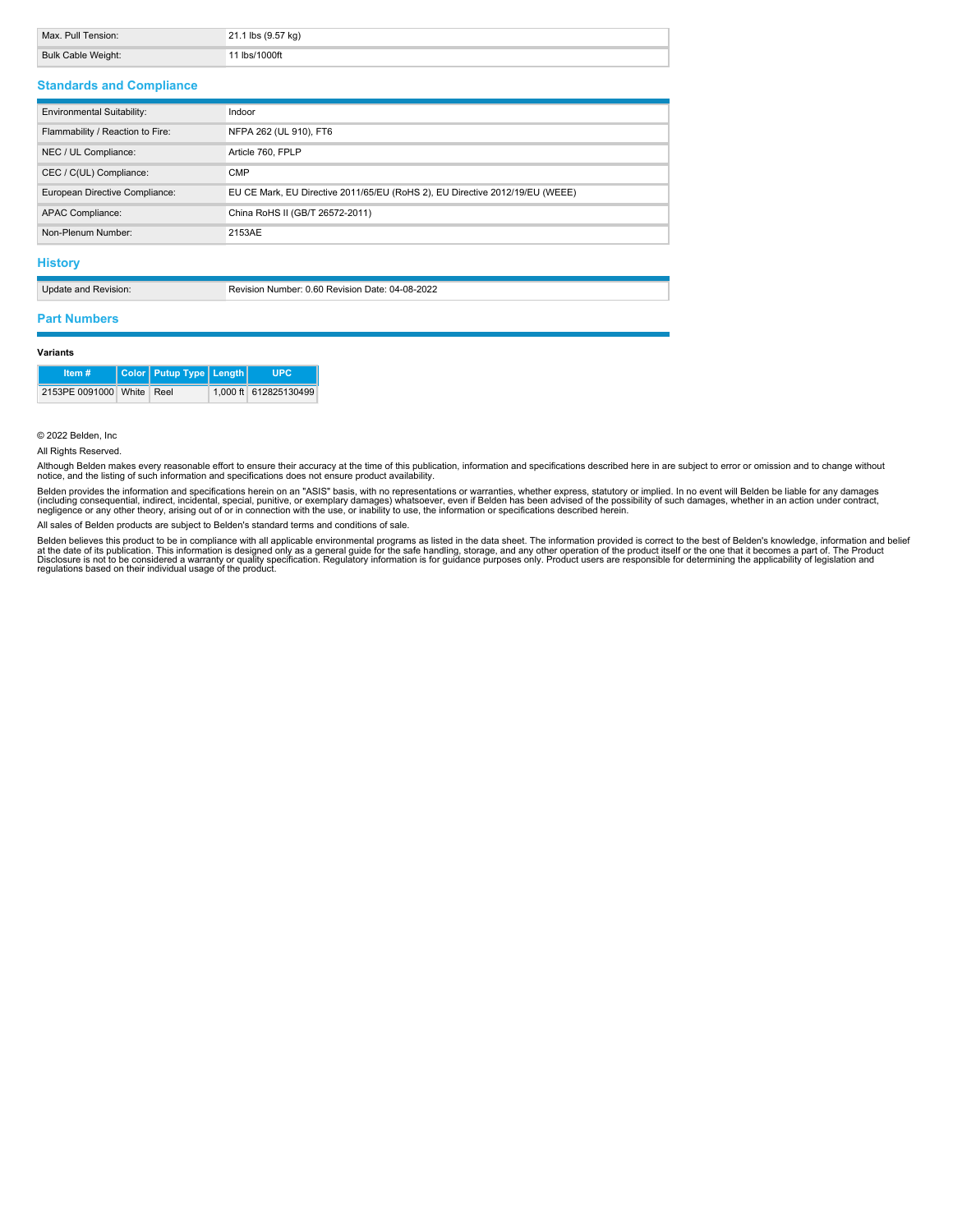| | |
|---|---|
| Max. Pull Tension: | 21.1 lbs (9.57 kg) |
| Bulk Cable Weight: | 11 lbs/1000ft |

## Standards and Compliance

| | |
|---|---|
| Environmental Suitability: | Indoor |
| Flammability / Reaction to Fire: | NFPA 262 (UL 910), FT6 |
| NEC / UL Compliance: | Article 760, FPLP |
| CEC / C(UL) Compliance: | CMP |
| European Directive Compliance: | EU CE Mark, EU Directive 2011/65/EU (RoHS 2), EU Directive 2012/19/EU (WEEE) |
| APAC Compliance: | China RoHS II (GB/T 26572-2011) |
| Non-Plenum Number: | 2153AE |

## History

| | |
|---|---|
| Update and Revision: | Revision Number: 0.60 Revision Date: 04-08-2022 |

## Part Numbers

**Variants**

| Item # | Color | Putup Type | Length | UPC |
|---|---|---|---|---|
| 2153PE 0091000 | White | Reel | 1,000 ft | 612825130499 |

© 2022 Belden, Inc

All Rights Reserved.

Although Belden makes every reasonable effort to ensure their accuracy at the time of this publication, information and specifications described here in are subject to error or omission and to change without notice, and the listing of such information and specifications does not ensure product availability.

Belden provides the information and specifications herein on an "ASIS" basis, with no representations or warranties, whether express, statutory or implied. In no event will Belden be liable for any damages (including consequential, indirect, incidental, special, punitive, or exemplary damages) whatsoever, even if Belden has been advised of the possibility of such damages, whether in an action under contract, negligence or any other theory, arising out of or in connection with the use, or inability to use, the information or specifications described herein.

All sales of Belden products are subject to Belden's standard terms and conditions of sale.

Belden believes this product to be in compliance with all applicable environmental programs as listed in the data sheet. The information provided is correct to the best of Belden's knowledge, information and belief at the date of its publication. This information is designed only as a general guide for the safe handling, storage, and any other operation of the product itself or the one that it becomes a part of. The Product Disclosure is not to be considered a warranty or quality specification. Regulatory information is for guidance purposes only. Product users are responsible for determining the applicability of legislation and regulations based on their individual usage of the product.